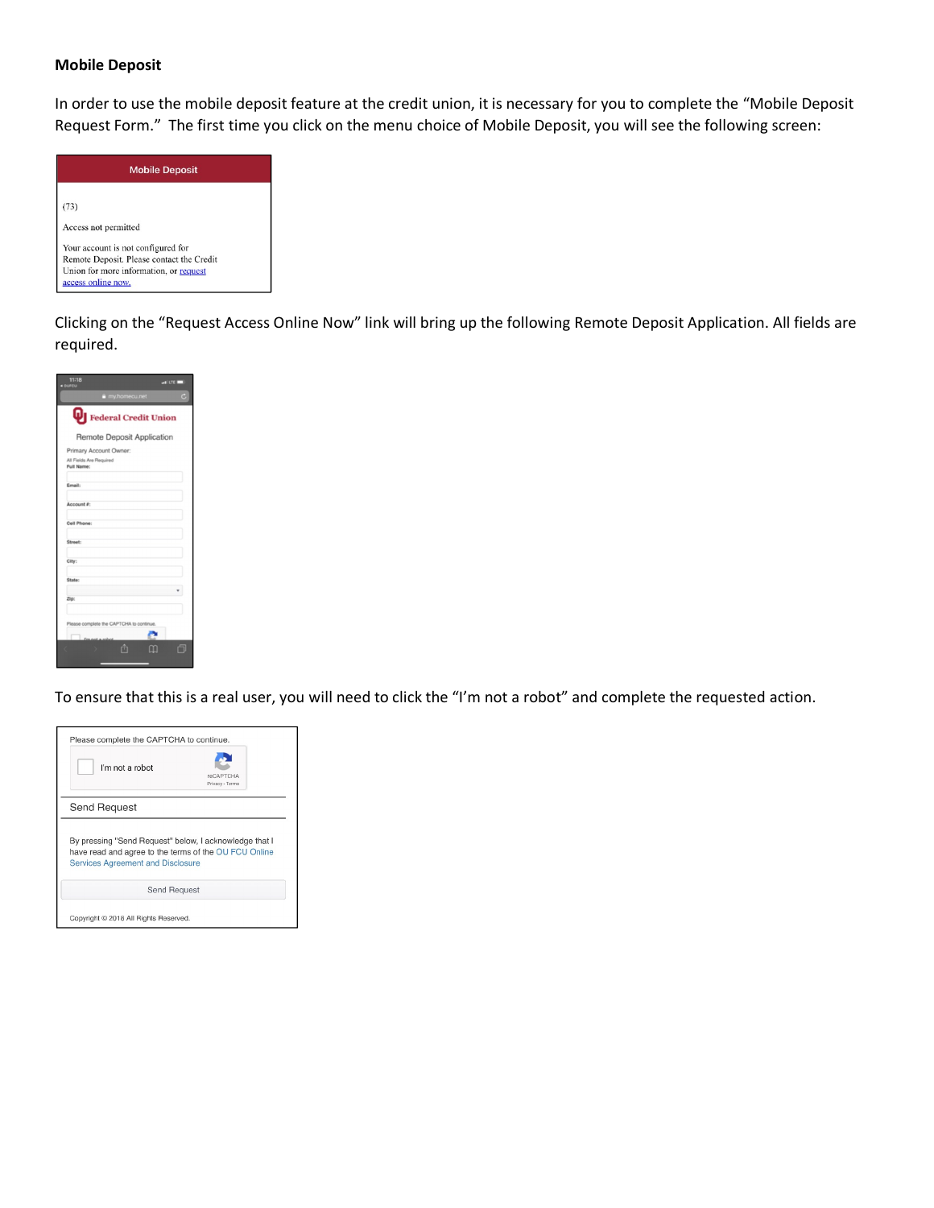### Mobile Deposit

In order to use the mobile deposit feature at the credit union, it is necessary for you to complete the "Mobile Deposit Request Form." The first time you click on the menu choice of Mobile Deposit, you will see the following screen:

Mobile Deposit

(73)

Access not permitted

Your account is not configured for Remote Deposit. Please contact the Credit Union for more information, or request access online now.

Clicking on the "Request Access Online Now" link will bring up the following Remote Deposit Application. All fields are required.

Federal Credit Union

Remote Deposit Application

Primary Account Owner:

All Fields Are Required

Full Name:

Email:

Account #:

Cell Phone:

Street:

City:

State:

Zip:

Please complete the CAPTCHA to continue.

I'm not a robot

To ensure that this is a real user, you will need to click the "I'm not a robot" and complete the requested action.

Please complete the CAPTCHA to continue.

I'm not a robot

reCAPTCHA
Privacy - Terms

Send Request

By pressing "Send Request" below, I acknowledge that I have read and agree to the terms of the OU FCU Online Services Agreement and Disclosure

Send Request

Copyright © 2018 All Rights Reserved.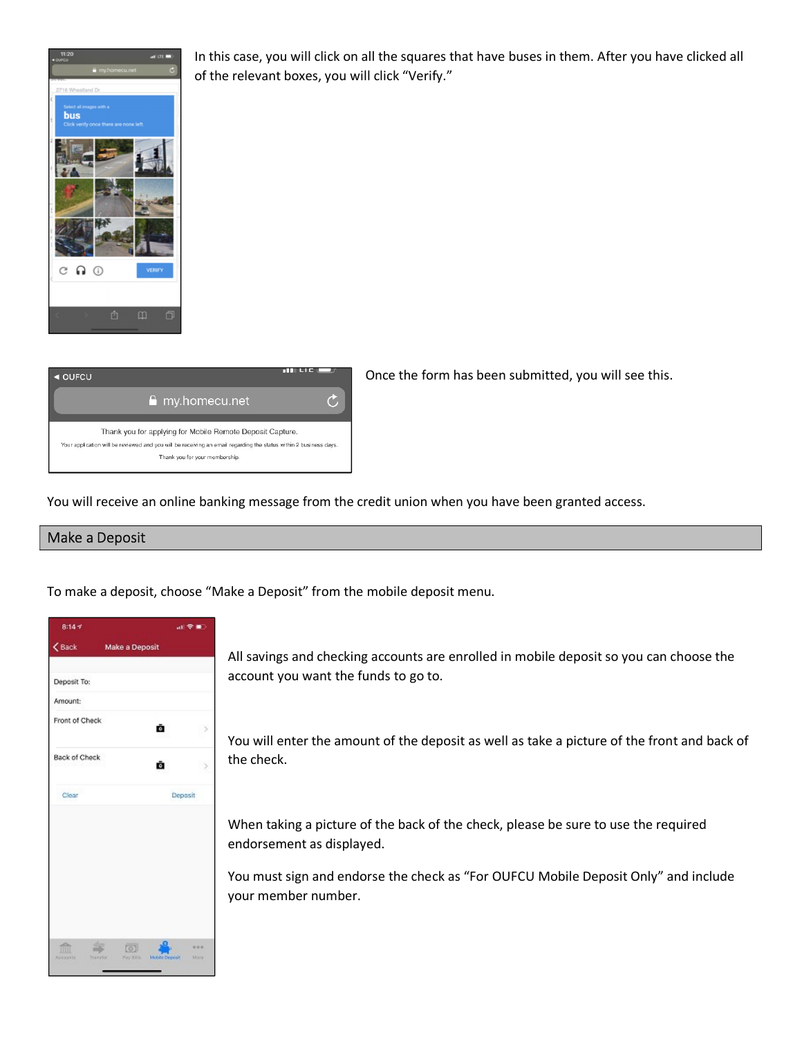In this case, you will click on all the squares that have buses in them. After you have clicked all of the relevant boxes, you will click "Verify."

Once the form has been submitted, you will see this.

You will receive an online banking message from the credit union when you have been granted access.

## Make a Deposit

To make a deposit, choose "Make a Deposit" from the mobile deposit menu.

All savings and checking accounts are enrolled in mobile deposit so you can choose the account you want the funds to go to.

You will enter the amount of the deposit as well as take a picture of the front and back of the check.

When taking a picture of the back of the check, please be sure to use the required endorsement as displayed.

You must sign and endorse the check as "For OUFCU Mobile Deposit Only" and include your member number.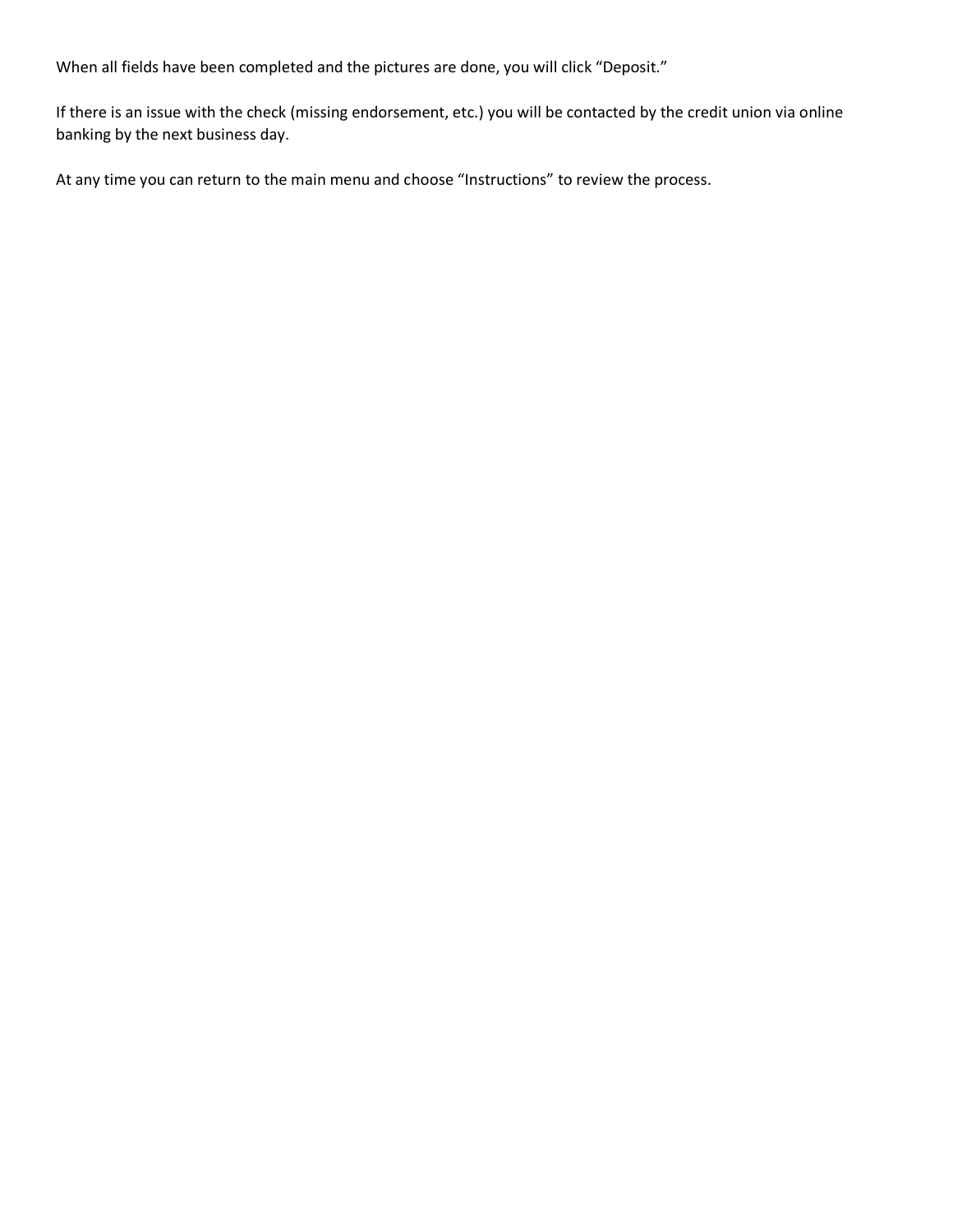When all fields have been completed and the pictures are done, you will click "Deposit."

If there is an issue with the check (missing endorsement, etc.) you will be contacted by the credit union via online banking by the next business day.

At any time you can return to the main menu and choose "Instructions" to review the process.